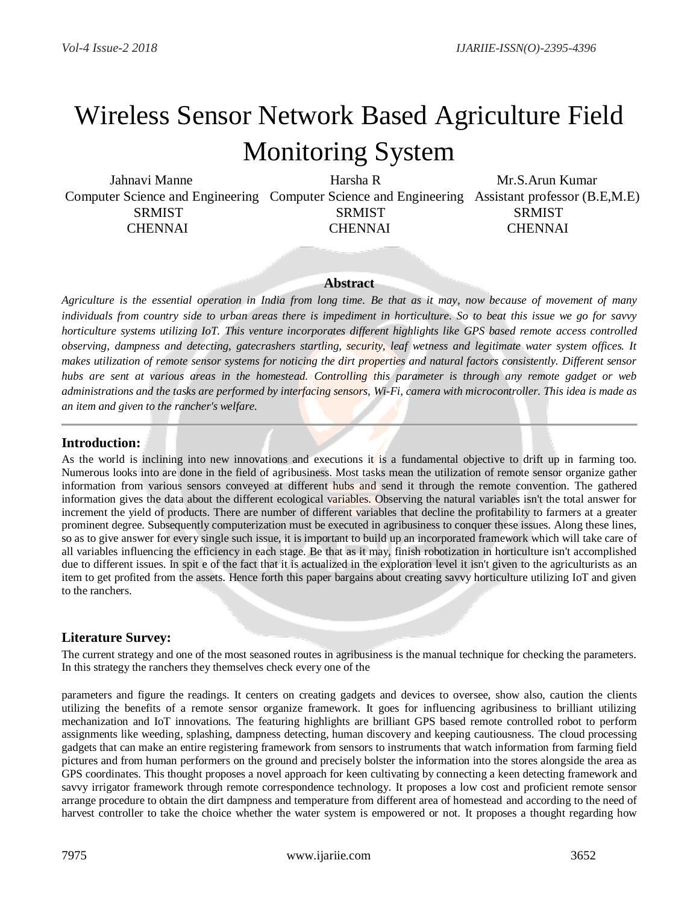# Wireless Sensor Network Based Agriculture Field Monitoring System

| Jahnavi Manne | Harsha R | Mr.S.Arun Kumar |
|---|---|---|
| Computer Science and Engineering | Computer Science and Engineering | Assistant professor (B.E,M.E) |
| SRMIST | SRMIST | SRMIST |
| CHENNAI | CHENNAI | CHENNAI |

## Abstract

*Agriculture is the essential operation in India from long time. Be that as it may, now because of movement of many individuals from country side to urban areas there is impediment in horticulture. So to beat this issue we go for savvy horticulture systems utilizing IoT. This venture incorporates different highlights like GPS based remote access controlled observing, dampness and detecting, gatecrashers startling, security, leaf wetness and legitimate water system offices. It makes utilization of remote sensor systems for noticing the dirt properties and natural factors consistently. Different sensor hubs are sent at various areas in the homestead. Controlling this parameter is through any remote gadget or web administrations and the tasks are performed by interfacing sensors, Wi-Fi, camera with microcontroller. This idea is made as an item and given to the rancher's welfare.*

## Introduction:

As the world is inclining into new innovations and executions it is a fundamental objective to drift up in farming too. Numerous looks into are done in the field of agribusiness. Most tasks mean the utilization of remote sensor organize gather information from various sensors conveyed at different hubs and send it through the remote convention. The gathered information gives the data about the different ecological variables. Observing the natural variables isn't the total answer for increment the yield of products. There are number of different variables that decline the profitability to farmers at a greater prominent degree. Subsequently computerization must be executed in agribusiness to conquer these issues. Along these lines, so as to give answer for every single such issue, it is important to build up an incorporated framework which will take care of all variables influencing the efficiency in each stage. Be that as it may, finish robotization in horticulture isn't accomplished due to different issues. In spit e of the fact that it is actualized in the exploration level it isn't given to the agriculturists as an item to get profited from the assets. Hence forth this paper bargains about creating savvy horticulture utilizing IoT and given to the ranchers.

## Literature Survey:

The current strategy and one of the most seasoned routes in agribusiness is the manual technique for checking the parameters. In this strategy the ranchers they themselves check every one of the

parameters and figure the readings. It centers on creating gadgets and devices to oversee, show also, caution the clients utilizing the benefits of a remote sensor organize framework. It goes for influencing agribusiness to brilliant utilizing mechanization and IoT innovations. The featuring highlights are brilliant GPS based remote controlled robot to perform assignments like weeding, splashing, dampness detecting, human discovery and keeping cautiousness. The cloud processing gadgets that can make an entire registering framework from sensors to instruments that watch information from farming field pictures and from human performers on the ground and precisely bolster the information into the stores alongside the area as GPS coordinates. This thought proposes a novel approach for keen cultivating by connecting a keen detecting framework and savvy irrigator framework through remote correspondence technology. It proposes a low cost and proficient remote sensor arrange procedure to obtain the dirt dampness and temperature from different area of homestead and according to the need of harvest controller to take the choice whether the water system is empowered or not. It proposes a thought regarding how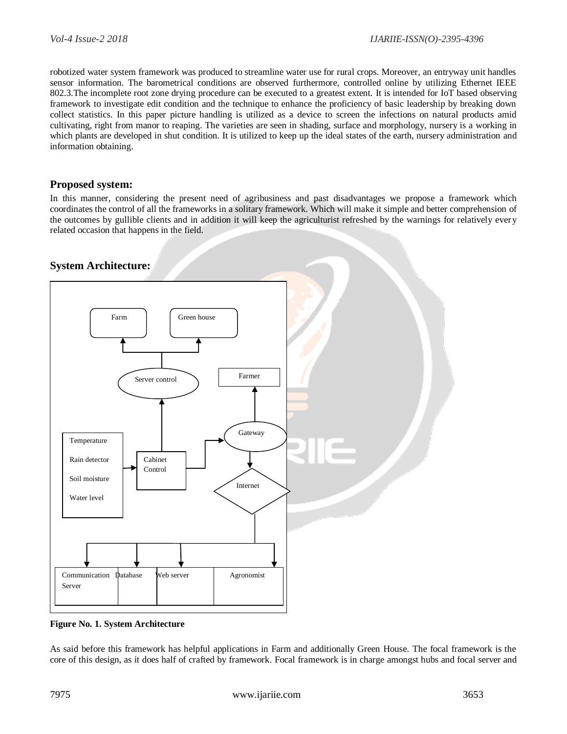robotized water system framework was produced to streamline water use for rural crops. Moreover, an entryway unit handles sensor information. The barometrical conditions are observed furthermore, controlled online by utilizing Ethernet IEEE 802.3.The incomplete root zone drying procedure can be executed to a greatest extent. It is intended for IoT based observing framework to investigate edit condition and the technique to enhance the proficiency of basic leadership by breaking down collect statistics. In this paper picture handling is utilized as a device to screen the infections on natural products amid cultivating, right from manor to reaping. The varieties are seen in shading, surface and morphology, nursery is a working in which plants are developed in shut condition. It is utilized to keep up the ideal states of the earth, nursery administration and information obtaining.

## Proposed system:

In this manner, considering the present need of agribusiness and past disadvantages we propose a framework which coordinates the control of all the frameworks in a solitary framework. Which will make it simple and better comprehension of the outcomes by gullible clients and in addition it will keep the agriculturist refreshed by the warnings for relatively every related occasion that happens in the field.

## System Architecture:

Farm | Green house | Server control | Farmer | Temperature | Rain detector | Soil moisture | Water level | Cabinet Control | Gateway | Internet | Communication Server | Database | Web server | Agronomist

**Figure No. 1. System Architecture**

As said before this framework has helpful applications in Farm and additionally Green House. The focal framework is the core of this design, as it does half of crafted by framework. Focal framework is in charge amongst hubs and focal server and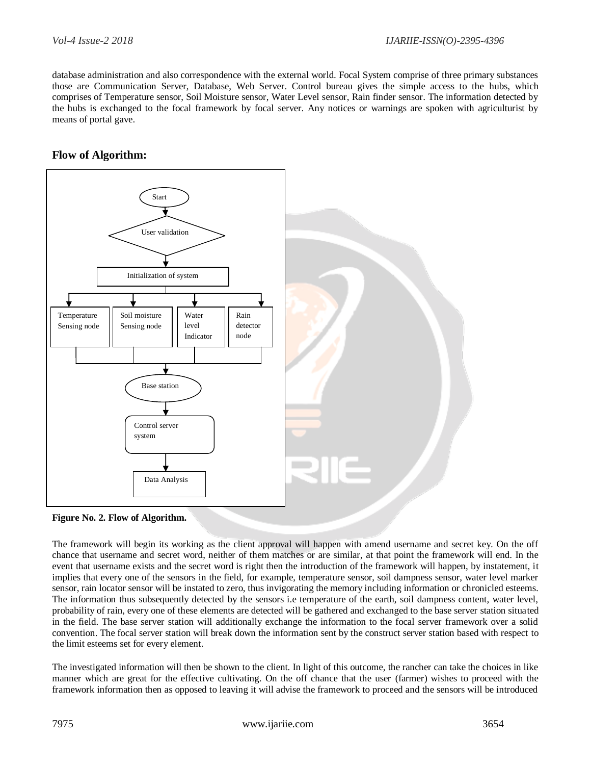database administration and also correspondence with the external world. Focal System comprise of three primary substances those are Communication Server, Database, Web Server. Control bureau gives the simple access to the hubs, which comprises of Temperature sensor, Soil Moisture sensor, Water Level sensor, Rain finder sensor. The information detected by the hubs is exchanged to the focal framework by focal server. Any notices or warnings are spoken with agriculturist by means of portal gave.

## Flow of Algorithm:

Start

User validation

Initialization of system

Temperature Sensing node

Soil moisture Sensing node

Water level Indicator

Rain detector node

Base station

Control server system

Data Analysis

**Figure No. 2. Flow of Algorithm.**

The framework will begin its working as the client approval will happen with amend username and secret key. On the off chance that username and secret word, neither of them matches or are similar, at that point the framework will end. In the event that username exists and the secret word is right then the introduction of the framework will happen, by instatement, it implies that every one of the sensors in the field, for example, temperature sensor, soil dampness sensor, water level marker sensor, rain locator sensor will be instated to zero, thus invigorating the memory including information or chronicled esteems. The information thus subsequently detected by the sensors i.e temperature of the earth, soil dampness content, water level, probability of rain, every one of these elements are detected will be gathered and exchanged to the base server station situated in the field. The base server station will additionally exchange the information to the focal server framework over a solid convention. The focal server station will break down the information sent by the construct server station based with respect to the limit esteems set for every element.

The investigated information will then be shown to the client. In light of this outcome, the rancher can take the choices in like manner which are great for the effective cultivating. On the off chance that the user (farmer) wishes to proceed with the framework information then as opposed to leaving it will advise the framework to proceed and the sensors will be introduced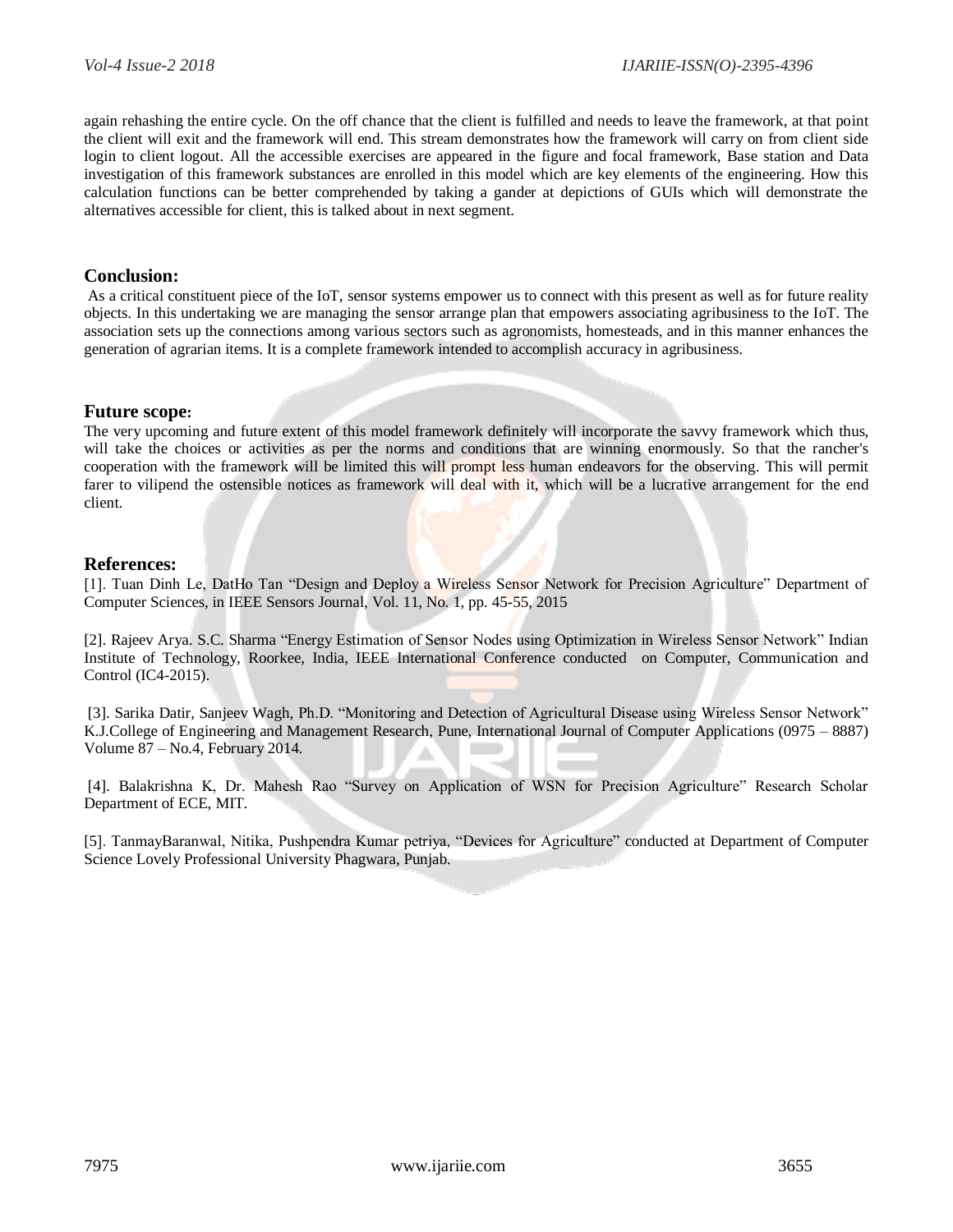again rehashing the entire cycle. On the off chance that the client is fulfilled and needs to leave the framework, at that point the client will exit and the framework will end. This stream demonstrates how the framework will carry on from client side login to client logout. All the accessible exercises are appeared in the figure and focal framework, Base station and Data investigation of this framework substances are enrolled in this model which are key elements of the engineering. How this calculation functions can be better comprehended by taking a gander at depictions of GUIs which will demonstrate the alternatives accessible for client, this is talked about in next segment.

## Conclusion:

As a critical constituent piece of the IoT, sensor systems empower us to connect with this present as well as for future reality objects. In this undertaking we are managing the sensor arrange plan that empowers associating agribusiness to the IoT. The association sets up the connections among various sectors such as agronomists, homesteads, and in this manner enhances the generation of agrarian items. It is a complete framework intended to accomplish accuracy in agribusiness.

## Future scope:

The very upcoming and future extent of this model framework definitely will incorporate the savvy framework which thus, will take the choices or activities as per the norms and conditions that are winning enormously. So that the rancher's cooperation with the framework will be limited this will prompt less human endeavors for the observing. This will permit farer to vilipend the ostensible notices as framework will deal with it, which will be a lucrative arrangement for the end client.

## References:

[1]. Tuan Dinh Le, DatHo Tan "Design and Deploy a Wireless Sensor Network for Precision Agriculture" Department of Computer Sciences, in IEEE Sensors Journal, Vol. 11, No. 1, pp. 45-55, 2015

[2]. Rajeev Arya. S.C. Sharma "Energy Estimation of Sensor Nodes using Optimization in Wireless Sensor Network" Indian Institute of Technology, Roorkee, India, IEEE International Conference conducted on Computer, Communication and Control (IC4-2015).

[3]. Sarika Datir, Sanjeev Wagh, Ph.D. "Monitoring and Detection of Agricultural Disease using Wireless Sensor Network" K.J.College of Engineering and Management Research, Pune, International Journal of Computer Applications (0975 – 8887) Volume 87 – No.4, February 2014.

[4]. Balakrishna K, Dr. Mahesh Rao "Survey on Application of WSN for Precision Agriculture" Research Scholar Department of ECE, MIT.

[5]. TanmayBaranwal, Nitika, Pushpendra Kumar petriya, "Devices for Agriculture" conducted at Department of Computer Science Lovely Professional University Phagwara, Punjab.